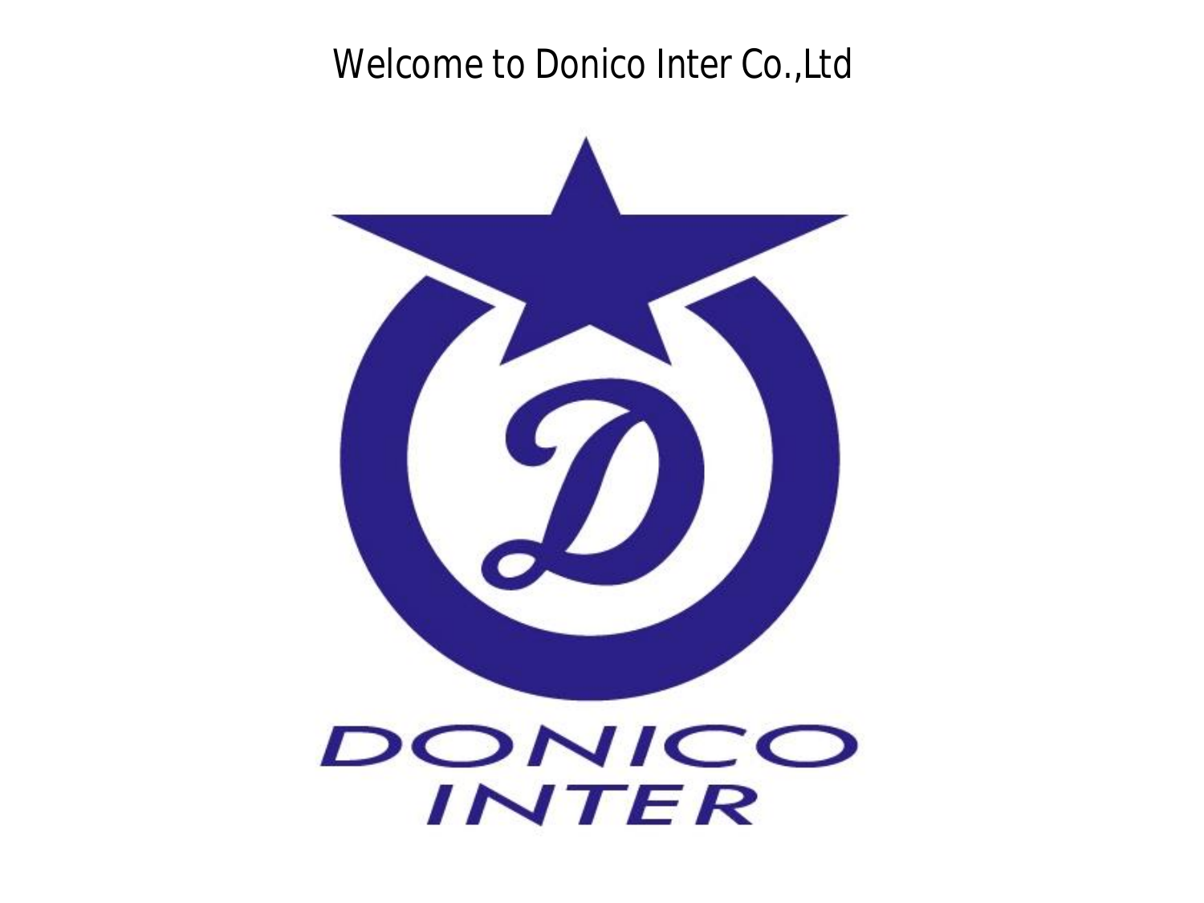# Welcome to Donico Inter Co.,Ltd

DONICO
INTER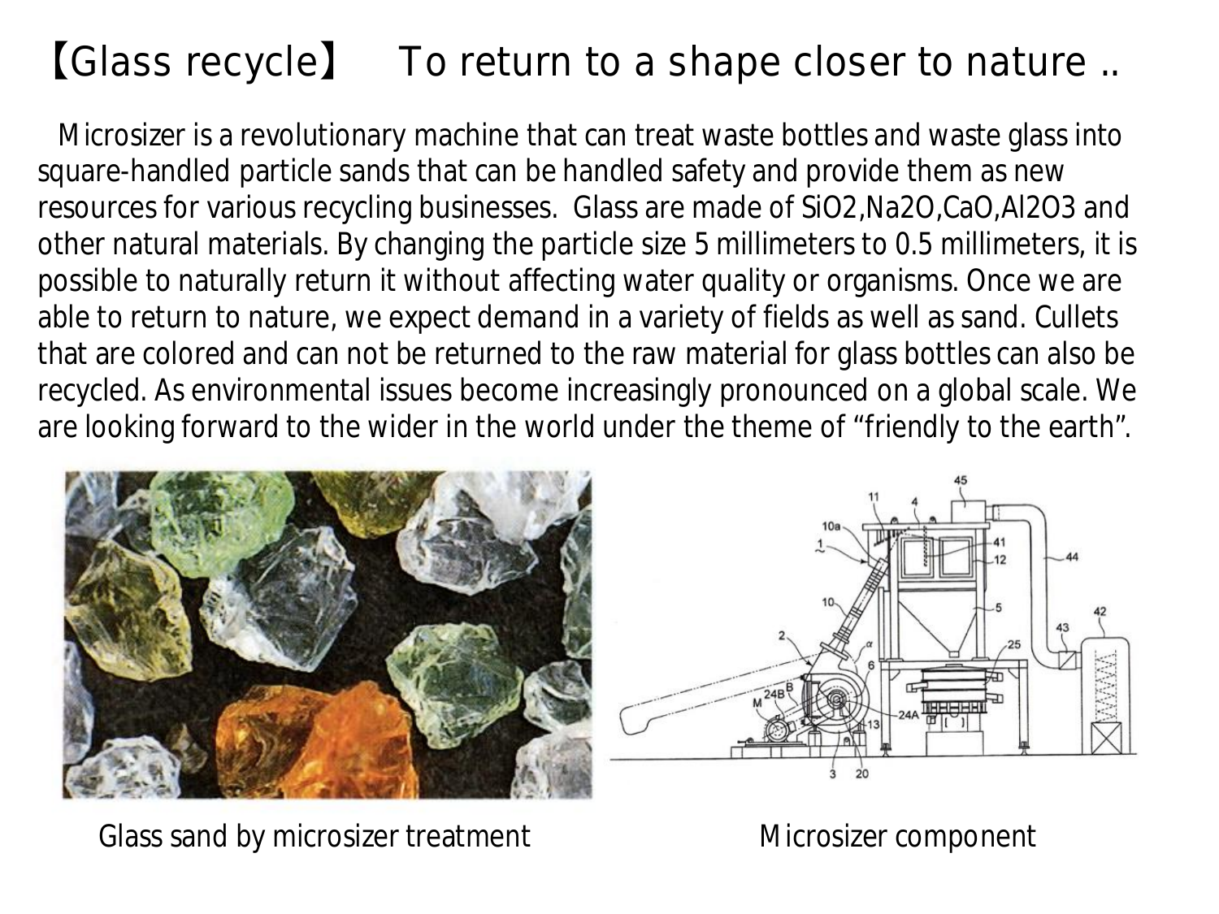# 【Glass recycle】 To return to a shape closer to nature ..

Microsizer is a revolutionary machine that can treat waste bottles and waste glass into square-handled particle sands that can be handled safety and provide them as new resources for various recycling businesses. Glass are made of $SiO_2$,$Na_2O$,$CaO$,$Al_2O_3$ and other natural materials. By changing the particle size 5 millimeters to 0.5 millimeters, it is possible to naturally return it without affecting water quality or organisms. Once we are able to return to nature, we expect demand in a variety of fields as well as sand. Cullets that are colored and can not be returned to the raw material for glass bottles can also be recycled. As environmental issues become increasingly pronounced on a global scale. We are looking forward to the wider in the world under the theme of “friendly to the earth”.

Glass sand by microsizer treatment

Microsizer component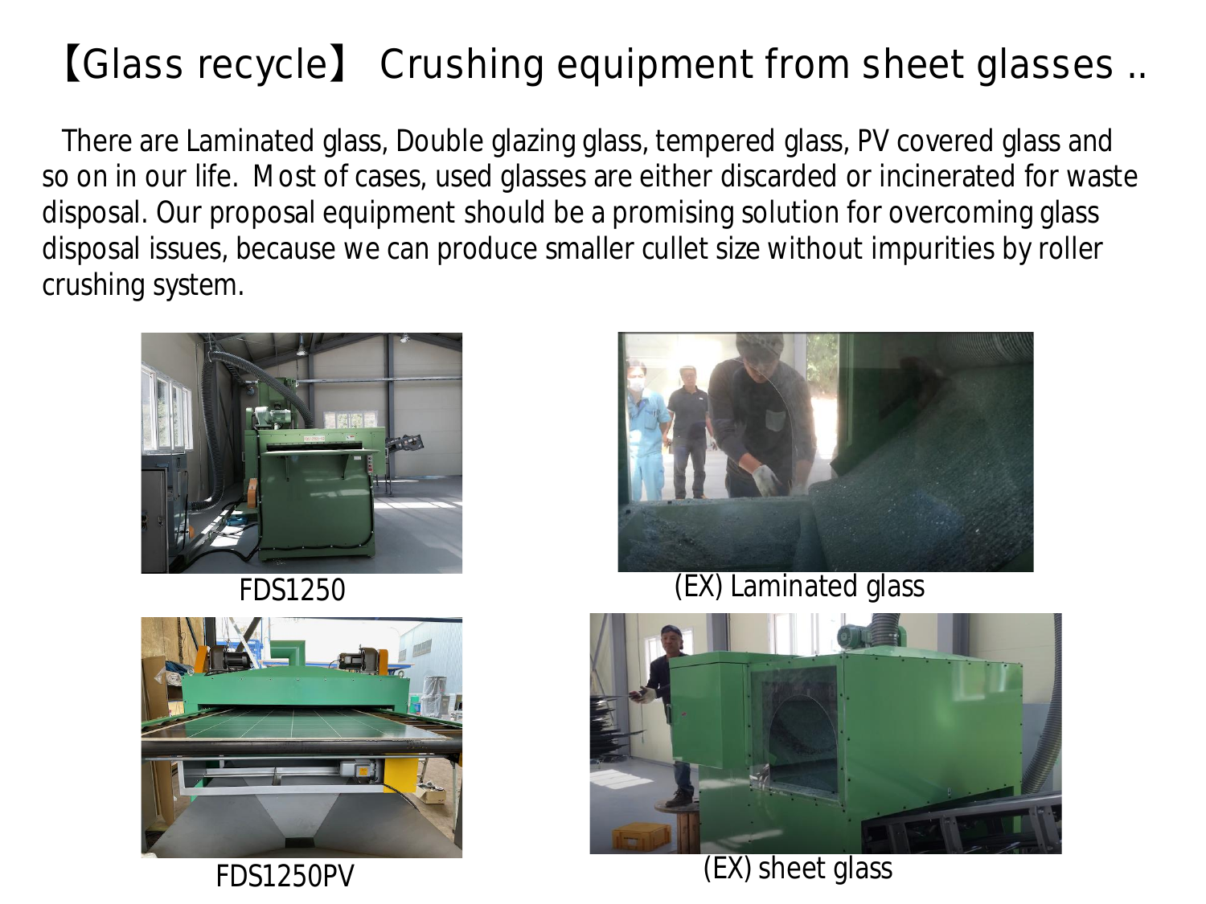# 【Glass recycle】 Crushing equipment from sheet glasses ..

There are Laminated glass, Double glazing glass, tempered glass, PV covered glass and so on in our life. Most of cases, used glasses are either discarded or incinerated for waste disposal. Our proposal equipment should be a promising solution for overcoming glass disposal issues, because we can produce smaller cullet size without impurities by roller crushing system.

FDS1250

(EX) Laminated glass

FDS1250PV

(EX) sheet glass